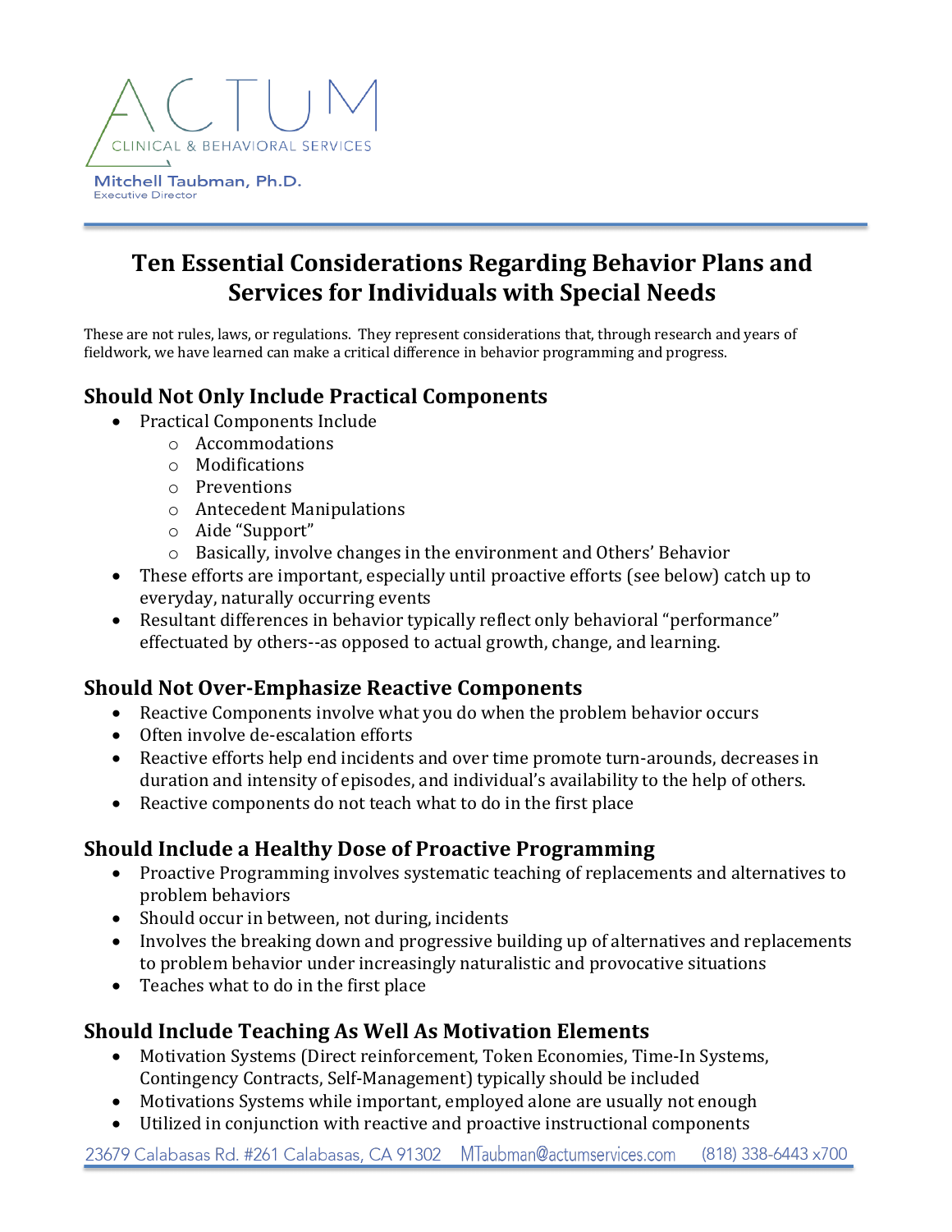ACTUM

CLINICAL & BEHAVIORAL SERVICES

Mitchell Taubman, Ph.D.
Executive Director

# Ten Essential Considerations Regarding Behavior Plans and Services for Individuals with Special Needs

These are not rules, laws, or regulations. They represent considerations that, through research and years of fieldwork, we have learned can make a critical difference in behavior programming and progress.

## Should Not Only Include Practical Components

- Practical Components Include
  - Accommodations
  - Modifications
  - Preventions
  - Antecedent Manipulations
  - Aide "Support"
  - Basically, involve changes in the environment and Others' Behavior
- These efforts are important, especially until proactive efforts (see below) catch up to everyday, naturally occurring events
- Resultant differences in behavior typically reflect only behavioral "performance" effectuated by others--as opposed to actual growth, change, and learning.

## Should Not Over-Emphasize Reactive Components

- Reactive Components involve what you do when the problem behavior occurs
- Often involve de-escalation efforts
- Reactive efforts help end incidents and over time promote turn-arounds, decreases in duration and intensity of episodes, and individual's availability to the help of others.
- Reactive components do not teach what to do in the first place

## Should Include a Healthy Dose of Proactive Programming

- Proactive Programming involves systematic teaching of replacements and alternatives to problem behaviors
- Should occur in between, not during, incidents
- Involves the breaking down and progressive building up of alternatives and replacements to problem behavior under increasingly naturalistic and provocative situations
- Teaches what to do in the first place

## Should Include Teaching As Well As Motivation Elements

- Motivation Systems (Direct reinforcement, Token Economies, Time-In Systems, Contingency Contracts, Self-Management) typically should be included
- Motivations Systems while important, employed alone are usually not enough
- Utilized in conjunction with reactive and proactive instructional components

23679 Calabasas Rd. #261 Calabasas, CA 91302 MTaubman@actumservices.com (818) 338-6443 x700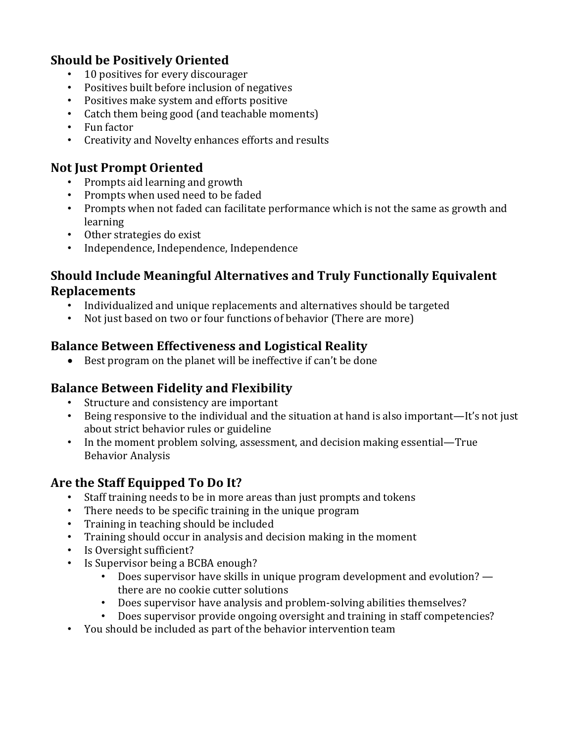### Should be Positively Oriented

- 10 positives for every discourager
- Positives built before inclusion of negatives
- Positives make system and efforts positive
- Catch them being good (and teachable moments)
- Fun factor
- Creativity and Novelty enhances efforts and results

### Not Just Prompt Oriented

- Prompts aid learning and growth
- Prompts when used need to be faded
- Prompts when not faded can facilitate performance which is not the same as growth and learning
- Other strategies do exist
- Independence, Independence, Independence

### Should Include Meaningful Alternatives and Truly Functionally Equivalent Replacements

- Individualized and unique replacements and alternatives should be targeted
- Not just based on two or four functions of behavior (There are more)

### Balance Between Effectiveness and Logistical Reality

- Best program on the planet will be ineffective if can't be done

### Balance Between Fidelity and Flexibility

- Structure and consistency are important
- Being responsive to the individual and the situation at hand is also important—It's not just about strict behavior rules or guideline
- In the moment problem solving, assessment, and decision making essential—True Behavior Analysis

### Are the Staff Equipped To Do It?

- Staff training needs to be in more areas than just prompts and tokens
- There needs to be specific training in the unique program
- Training in teaching should be included
- Training should occur in analysis and decision making in the moment
- Is Oversight sufficient?
- Is Supervisor being a BCBA enough?
    - Does supervisor have skills in unique program development and evolution? — there are no cookie cutter solutions
    - Does supervisor have analysis and problem-solving abilities themselves?
    - Does supervisor provide ongoing oversight and training in staff competencies?
- You should be included as part of the behavior intervention team